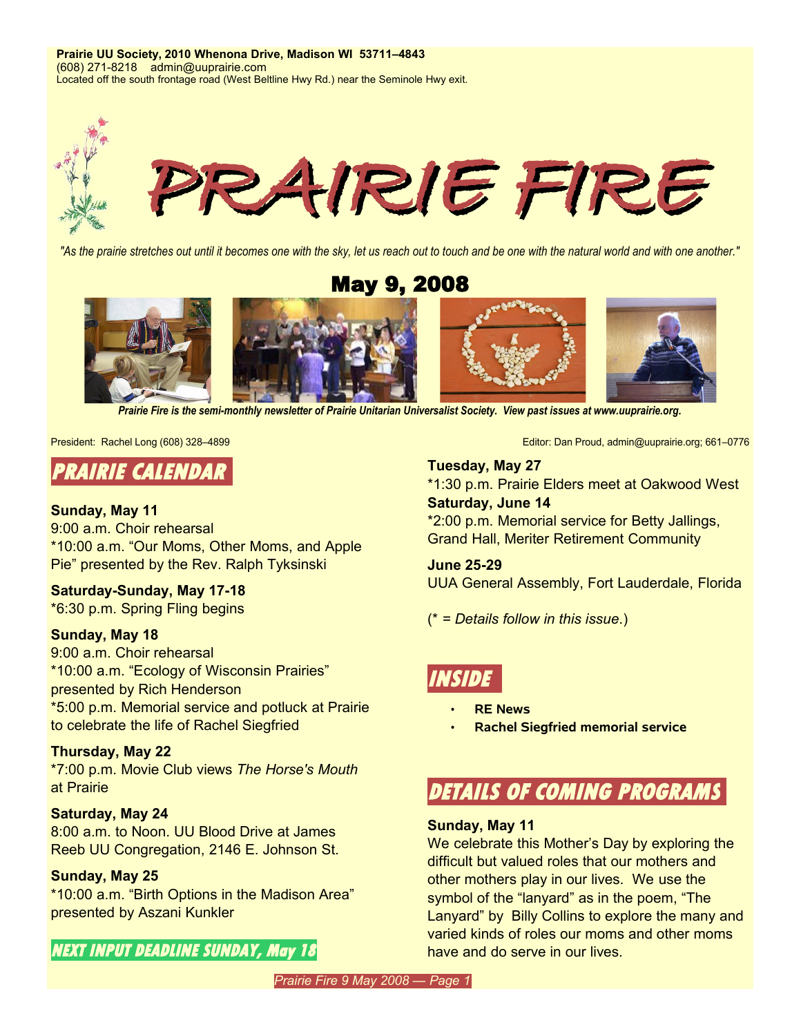**Prairie UU Society, 2010 Whenona Drive, Madison WI 53711–4843**
(608) 271-8218 admin@uuprairie.com
Located off the south frontage road (West Beltline Hwy Rd.) near the Seminole Hwy exit.

# PRAIRIE FIRE

*"As the prairie stretches out until it becomes one with the sky, let us reach out to touch and be one with the natural world and with one another."*

## May 9, 2008

***Prairie Fire is the semi-monthly newsletter of Prairie Unitarian Universalist Society. View past issues at www.uuprairie.org.***

President: Rachel Long (608) 328–4899

Editor: Dan Proud, admin@uuprairie.org; 661–0776

## PRAIRIE CALENDAR

**Sunday, May 11**
9:00 a.m. Choir rehearsal
*10:00 a.m. "Our Moms, Other Moms, and Apple Pie" presented by the Rev. Ralph Tyksinski

**Saturday-Sunday, May 17-18**
*6:30 p.m. Spring Fling begins

**Sunday, May 18**
9:00 a.m. Choir rehearsal
*10:00 a.m. "Ecology of Wisconsin Prairies" presented by Rich Henderson
*5:00 p.m. Memorial service and potluck at Prairie to celebrate the life of Rachel Siegfried

**Thursday, May 22**
*7:00 p.m. Movie Club views *The Horse's Mouth* at Prairie

**Saturday, May 24**
8:00 a.m. to Noon. UU Blood Drive at James Reeb UU Congregation, 2146 E. Johnson St.

**Sunday, May 25**
*10:00 a.m. "Birth Options in the Madison Area" presented by Aszani Kunkler

**NEXT INPUT DEADLINE SUNDAY, May 18**

**Tuesday, May 27**
*1:30 p.m. Prairie Elders meet at Oakwood West

**Saturday, June 14**
*2:00 p.m. Memorial service for Betty Jallings, Grand Hall, Meriter Retirement Community

**June 25-29**
UUA General Assembly, Fort Lauderdale, Florida

(* = *Details follow in this issue.*)

## INSIDE

- **RE News**
- **Rachel Siegfried memorial service**

## DETAILS OF COMING PROGRAMS

**Sunday, May 11**
We celebrate this Mother's Day by exploring the difficult but valued roles that our mothers and other mothers play in our lives. We use the symbol of the "lanyard" as in the poem, "The Lanyard" by Billy Collins to explore the many and varied kinds of roles our moms and other moms have and do serve in our lives.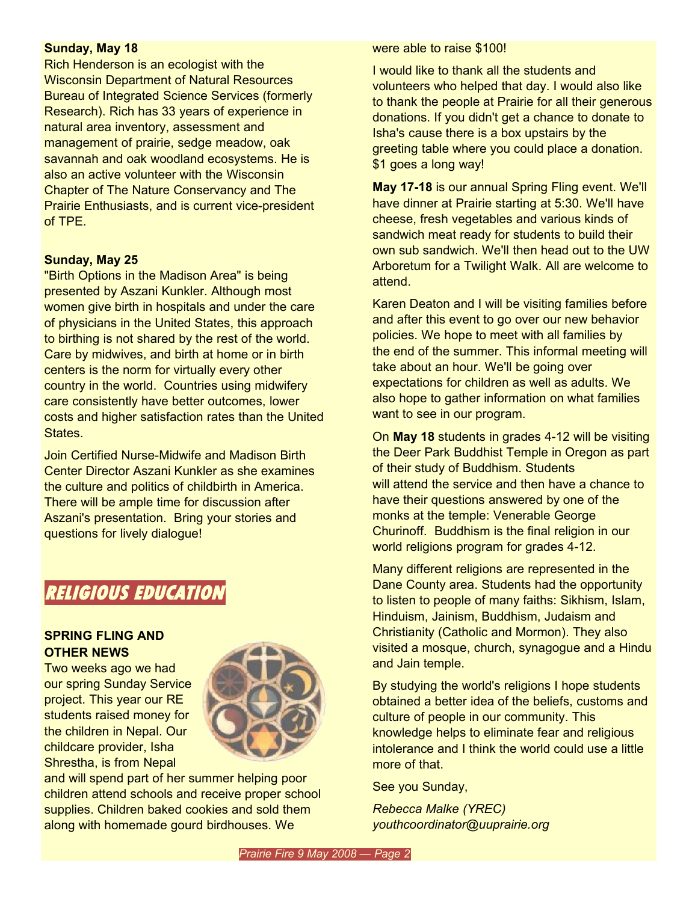**Sunday, May 18**

Rich Henderson is an ecologist with the Wisconsin Department of Natural Resources Bureau of Integrated Science Services (formerly Research). Rich has 33 years of experience in natural area inventory, assessment and management of prairie, sedge meadow, oak savannah and oak woodland ecosystems. He is also an active volunteer with the Wisconsin Chapter of The Nature Conservancy and The Prairie Enthusiasts, and is current vice-president of TPE.

**Sunday, May 25**

"Birth Options in the Madison Area" is being presented by Aszani Kunkler. Although most women give birth in hospitals and under the care of physicians in the United States, this approach to birthing is not shared by the rest of the world. Care by midwives, and birth at home or in birth centers is the norm for virtually every other country in the world. Countries using midwifery care consistently have better outcomes, lower costs and higher satisfaction rates than the United States.

Join Certified Nurse-Midwife and Madison Birth Center Director Aszani Kunkler as she examines the culture and politics of childbirth in America. There will be ample time for discussion after Aszani's presentation. Bring your stories and questions for lively dialogue!

## RELIGIOUS EDUCATION

### SPRING FLING AND OTHER NEWS

Two weeks ago we had our spring Sunday Service project. This year our RE students raised money for the children in Nepal. Our childcare provider, Isha Shrestha, is from Nepal and will spend part of her summer helping poor children attend schools and receive proper school supplies. Children baked cookies and sold them along with homemade gourd birdhouses. We were able to raise $100!

I would like to thank all the students and volunteers who helped that day. I would also like to thank the people at Prairie for all their generous donations. If you didn't get a chance to donate to Isha's cause there is a box upstairs by the greeting table where you could place a donation. $1 goes a long way!

**May 17-18** is our annual Spring Fling event. We'll have dinner at Prairie starting at 5:30. We'll have cheese, fresh vegetables and various kinds of sandwich meat ready for students to build their own sub sandwich. We'll then head out to the UW Arboretum for a Twilight Walk. All are welcome to attend.

Karen Deaton and I will be visiting families before and after this event to go over our new behavior policies. We hope to meet with all families by the end of the summer. This informal meeting will take about an hour. We'll be going over expectations for children as well as adults. We also hope to gather information on what families want to see in our program.

On **May 18** students in grades 4-12 will be visiting the Deer Park Buddhist Temple in Oregon as part of their study of Buddhism. Students will attend the service and then have a chance to have their questions answered by one of the monks at the temple: Venerable George Churinoff. Buddhism is the final religion in our world religions program for grades 4-12.

Many different religions are represented in the Dane County area. Students had the opportunity to listen to people of many faiths: Sikhism, Islam, Hinduism, Jainism, Buddhism, Judaism and Christianity (Catholic and Mormon). They also visited a mosque, church, synagogue and a Hindu and Jain temple.

By studying the world's religions I hope students obtained a better idea of the beliefs, customs and culture of people in our community. This knowledge helps to eliminate fear and religious intolerance and I think the world could use a little more of that.

See you Sunday,

*Rebecca Malke (YREC)*
*youthcoordinator@uuprairie.org*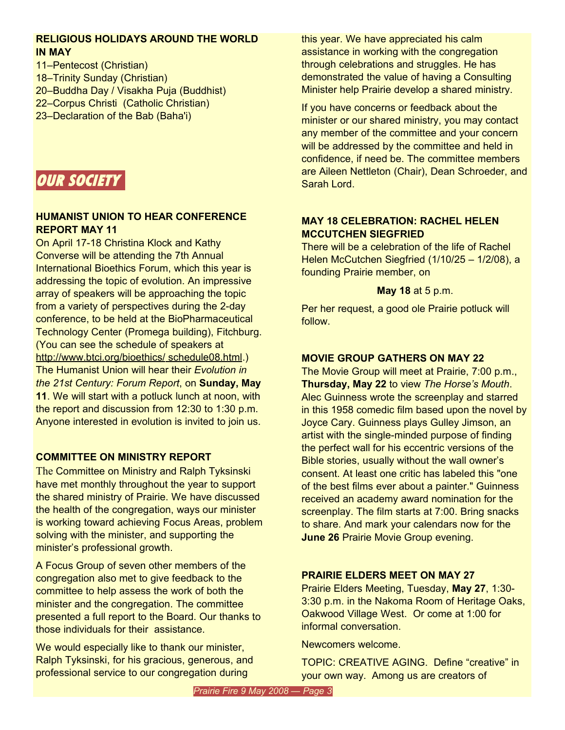### RELIGIOUS HOLIDAYS AROUND THE WORLD IN MAY

11–Pentecost (Christian)
18–Trinity Sunday (Christian)
20–Buddha Day / Visakha Puja (Buddhist)
22–Corpus Christi (Catholic Christian)
23–Declaration of the Bab (Baha'i)

## OUR SOCIETY

### HUMANIST UNION TO HEAR CONFERENCE REPORT MAY 11

On April 17-18 Christina Klock and Kathy Converse will be attending the 7th Annual International Bioethics Forum, which this year is addressing the topic of evolution. An impressive array of speakers will be approaching the topic from a variety of perspectives during the 2-day conference, to be held at the BioPharmaceutical Technology Center (Promega building), Fitchburg. (You can see the schedule of speakers at http://www.btci.org/bioethics/ schedule08.html.) The Humanist Union will hear their *Evolution in the 21st Century: Forum Report*, on **Sunday, May 11**. We will start with a potluck lunch at noon, with the report and discussion from 12:30 to 1:30 p.m. Anyone interested in evolution is invited to join us.

### COMMITTEE ON MINISTRY REPORT

The Committee on Ministry and Ralph Tyksinski have met monthly throughout the year to support the shared ministry of Prairie. We have discussed the health of the congregation, ways our minister is working toward achieving Focus Areas, problem solving with the minister, and supporting the minister's professional growth.

A Focus Group of seven other members of the congregation also met to give feedback to the committee to help assess the work of both the minister and the congregation. The committee presented a full report to the Board. Our thanks to those individuals for their assistance.

We would especially like to thank our minister, Ralph Tyksinski, for his gracious, generous, and professional service to our congregation during this year. We have appreciated his calm assistance in working with the congregation through celebrations and struggles. He has demonstrated the value of having a Consulting Minister help Prairie develop a shared ministry.

If you have concerns or feedback about the minister or our shared ministry, you may contact any member of the committee and your concern will be addressed by the committee and held in confidence, if need be. The committee members are Aileen Nettleton (Chair), Dean Schroeder, and Sarah Lord.

### MAY 18 CELEBRATION: RACHEL HELEN MCCUTCHEN SIEGFRIED

There will be a celebration of the life of Rachel Helen McCutchen Siegfried (1/10/25 – 1/2/08), a founding Prairie member, on

**May 18** at 5 p.m.

Per her request, a good ole Prairie potluck will follow.

### MOVIE GROUP GATHERS ON MAY 22

The Movie Group will meet at Prairie, 7:00 p.m., **Thursday, May 22** to view *The Horse's Mouth*. Alec Guinness wrote the screenplay and starred in this 1958 comedic film based upon the novel by Joyce Cary. Guinness plays Gulley Jimson, an artist with the single-minded purpose of finding the perfect wall for his eccentric versions of the Bible stories, usually without the wall owner's consent. At least one critic has labeled this "one of the best films ever about a painter." Guinness received an academy award nomination for the screenplay. The film starts at 7:00. Bring snacks to share. And mark your calendars now for the **June 26** Prairie Movie Group evening.

### PRAIRIE ELDERS MEET ON MAY 27

Prairie Elders Meeting, Tuesday, **May 27**, 1:30-3:30 p.m. in the Nakoma Room of Heritage Oaks, Oakwood Village West. Or come at 1:00 for informal conversation.

Newcomers welcome.

TOPIC: CREATIVE AGING. Define "creative" in your own way. Among us are creators of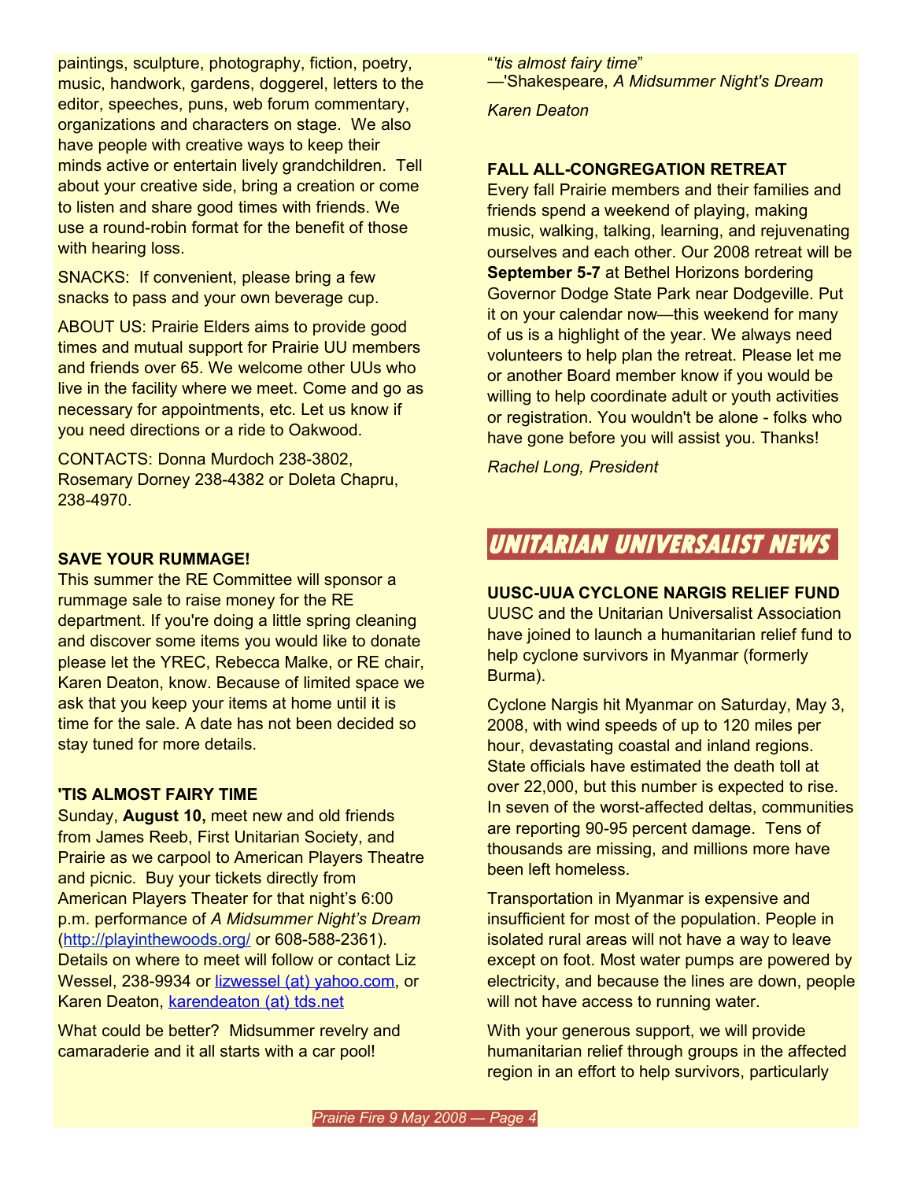paintings, sculpture, photography, fiction, poetry, music, handwork, gardens, doggerel, letters to the editor, speeches, puns, web forum commentary, organizations and characters on stage. We also have people with creative ways to keep their minds active or entertain lively grandchildren. Tell about your creative side, bring a creation or come to listen and share good times with friends. We use a round-robin format for the benefit of those with hearing loss.

SNACKS: If convenient, please bring a few snacks to pass and your own beverage cup.

ABOUT US: Prairie Elders aims to provide good times and mutual support for Prairie UU members and friends over 65. We welcome other UUs who live in the facility where we meet. Come and go as necessary for appointments, etc. Let us know if you need directions or a ride to Oakwood.

CONTACTS: Donna Murdoch 238-3802, Rosemary Dorney 238-4382 or Doleta Chapru, 238-4970.

**SAVE YOUR RUMMAGE!**

This summer the RE Committee will sponsor a rummage sale to raise money for the RE department. If you're doing a little spring cleaning and discover some items you would like to donate please let the YREC, Rebecca Malke, or RE chair, Karen Deaton, know. Because of limited space we ask that you keep your items at home until it is time for the sale. A date has not been decided so stay tuned for more details.

**'TIS ALMOST FAIRY TIME**

Sunday, **August 10,** meet new and old friends from James Reeb, First Unitarian Society, and Prairie as we carpool to American Players Theatre and picnic. Buy your tickets directly from American Players Theater for that night's 6:00 p.m. performance of *A Midsummer Night's Dream* (http://playinthewoods.org/ or 608-588-2361). Details on where to meet will follow or contact Liz Wessel, 238-9934 or lizwessel (at) yahoo.com, or Karen Deaton, karendeaton (at) tds.net

What could be better? Midsummer revelry and camaraderie and it all starts with a car pool!

"*'tis almost fairy time*"
—'Shakespeare, *A Midsummer Night's Dream*

*Karen Deaton*

**FALL ALL-CONGREGATION RETREAT**

Every fall Prairie members and their families and friends spend a weekend of playing, making music, walking, talking, learning, and rejuvenating ourselves and each other. Our 2008 retreat will be **September 5-7** at Bethel Horizons bordering Governor Dodge State Park near Dodgeville. Put it on your calendar now—this weekend for many of us is a highlight of the year. We always need volunteers to help plan the retreat. Please let me or another Board member know if you would be willing to help coordinate adult or youth activities or registration. You wouldn't be alone - folks who have gone before you will assist you. Thanks!

*Rachel Long, President*

## UNITARIAN UNIVERSALIST NEWS

**UUSC-UUA CYCLONE NARGIS RELIEF FUND**

UUSC and the Unitarian Universalist Association have joined to launch a humanitarian relief fund to help cyclone survivors in Myanmar (formerly Burma).

Cyclone Nargis hit Myanmar on Saturday, May 3, 2008, with wind speeds of up to 120 miles per hour, devastating coastal and inland regions. State officials have estimated the death toll at over 22,000, but this number is expected to rise. In seven of the worst-affected deltas, communities are reporting 90-95 percent damage. Tens of thousands are missing, and millions more have been left homeless.

Transportation in Myanmar is expensive and insufficient for most of the population. People in isolated rural areas will not have a way to leave except on foot. Most water pumps are powered by electricity, and because the lines are down, people will not have access to running water.

With your generous support, we will provide humanitarian relief through groups in the affected region in an effort to help survivors, particularly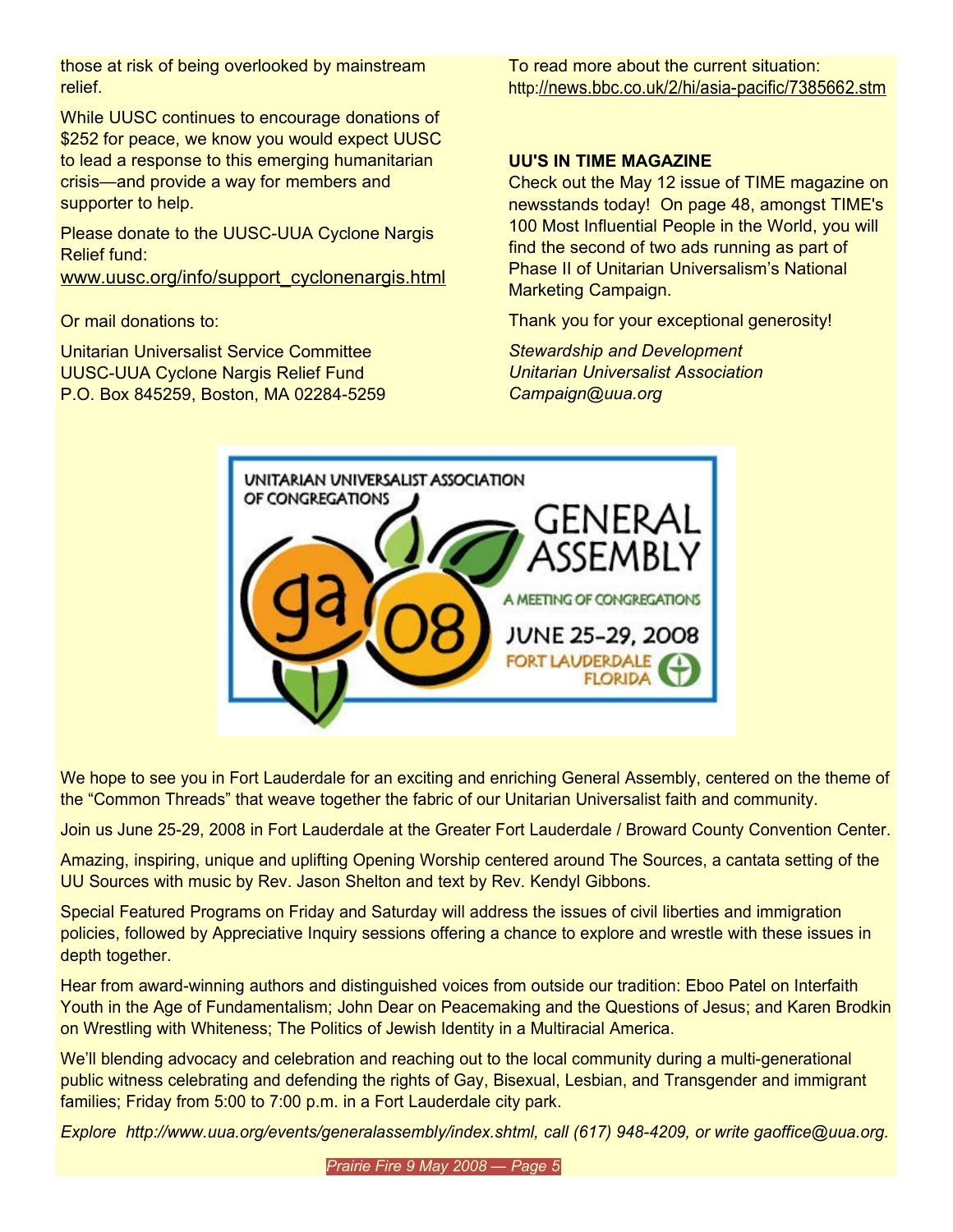those at risk of being overlooked by mainstream relief.

While UUSC continues to encourage donations of $252 for peace, we know you would expect UUSC to lead a response to this emerging humanitarian crisis—and provide a way for members and supporter to help.

Please donate to the UUSC-UUA Cyclone Nargis Relief fund:
www.uusc.org/info/support_cyclonenargis.html

Or mail donations to:

Unitarian Universalist Service Committee
UUSC-UUA Cyclone Nargis Relief Fund
P.O. Box 845259, Boston, MA 02284-5259

To read more about the current situation:
http://news.bbc.co.uk/2/hi/asia-pacific/7385662.stm

**UU'S IN TIME MAGAZINE**

Check out the May 12 issue of TIME magazine on newsstands today! On page 48, amongst TIME's 100 Most Influential People in the World, you will find the second of two ads running as part of Phase II of Unitarian Universalism's National Marketing Campaign.

Thank you for your exceptional generosity!

*Stewardship and Development*
*Unitarian Universalist Association*
*Campaign@uua.org*

UNITARIAN UNIVERSALIST ASSOCIATION OF CONGREGATIONS
ga 08
GENERAL ASSEMBLY
A MEETING OF CONGREGATIONS
JUNE 25-29, 2008
FORT LAUDERDALE FLORIDA

We hope to see you in Fort Lauderdale for an exciting and enriching General Assembly, centered on the theme of the "Common Threads" that weave together the fabric of our Unitarian Universalist faith and community.

Join us June 25-29, 2008 in Fort Lauderdale at the Greater Fort Lauderdale / Broward County Convention Center.

Amazing, inspiring, unique and uplifting Opening Worship centered around The Sources, a cantata setting of the UU Sources with music by Rev. Jason Shelton and text by Rev. Kendyl Gibbons.

Special Featured Programs on Friday and Saturday will address the issues of civil liberties and immigration policies, followed by Appreciative Inquiry sessions offering a chance to explore and wrestle with these issues in depth together.

Hear from award-winning authors and distinguished voices from outside our tradition: Eboo Patel on Interfaith Youth in the Age of Fundamentalism; John Dear on Peacemaking and the Questions of Jesus; and Karen Brodkin on Wrestling with Whiteness; The Politics of Jewish Identity in a Multiracial America.

We'll blending advocacy and celebration and reaching out to the local community during a multi-generational public witness celebrating and defending the rights of Gay, Bisexual, Lesbian, and Transgender and immigrant families; Friday from 5:00 to 7:00 p.m. in a Fort Lauderdale city park.

*Explore http://www.uua.org/events/generalassembly/index.shtml, call (617) 948-4209, or write gaoffice@uua.org.*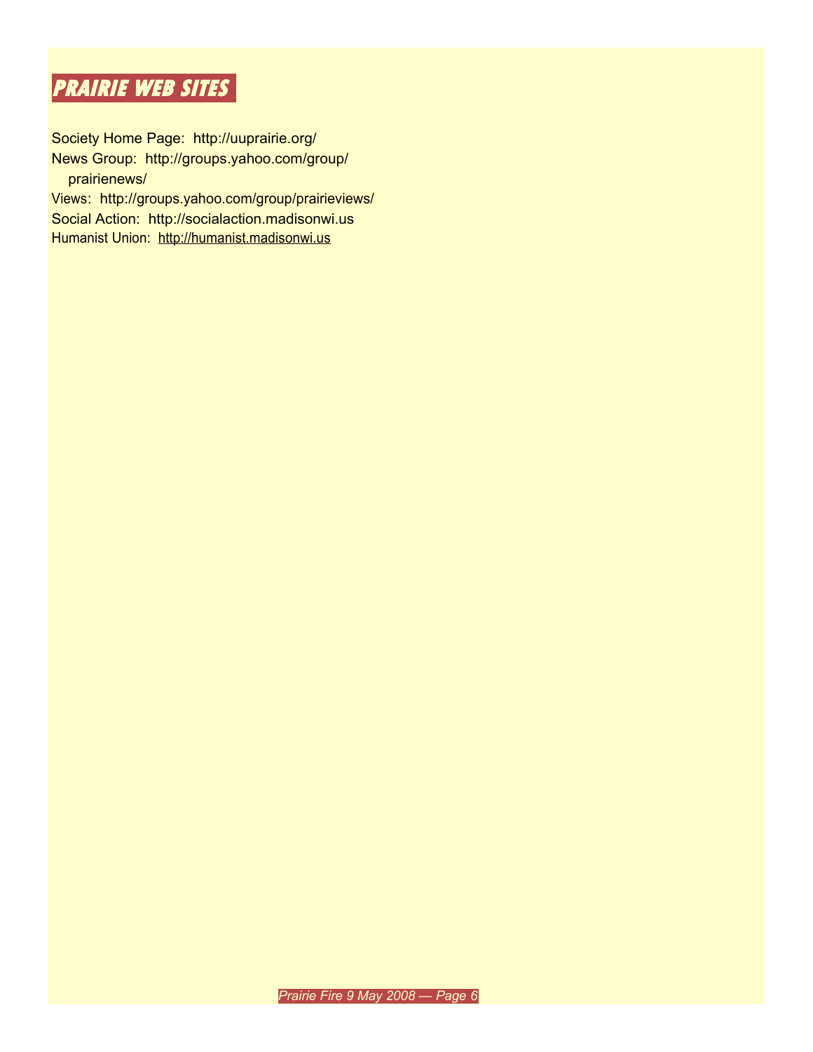## PRAIRIE WEB SITES

Society Home Page: http://uuprairie.org/
News Group: http://groups.yahoo.com/group/prairienews/
Views: http://groups.yahoo.com/group/prairieviews/
Social Action: http://socialaction.madisonwi.us
Humanist Union: http://humanist.madisonwi.us